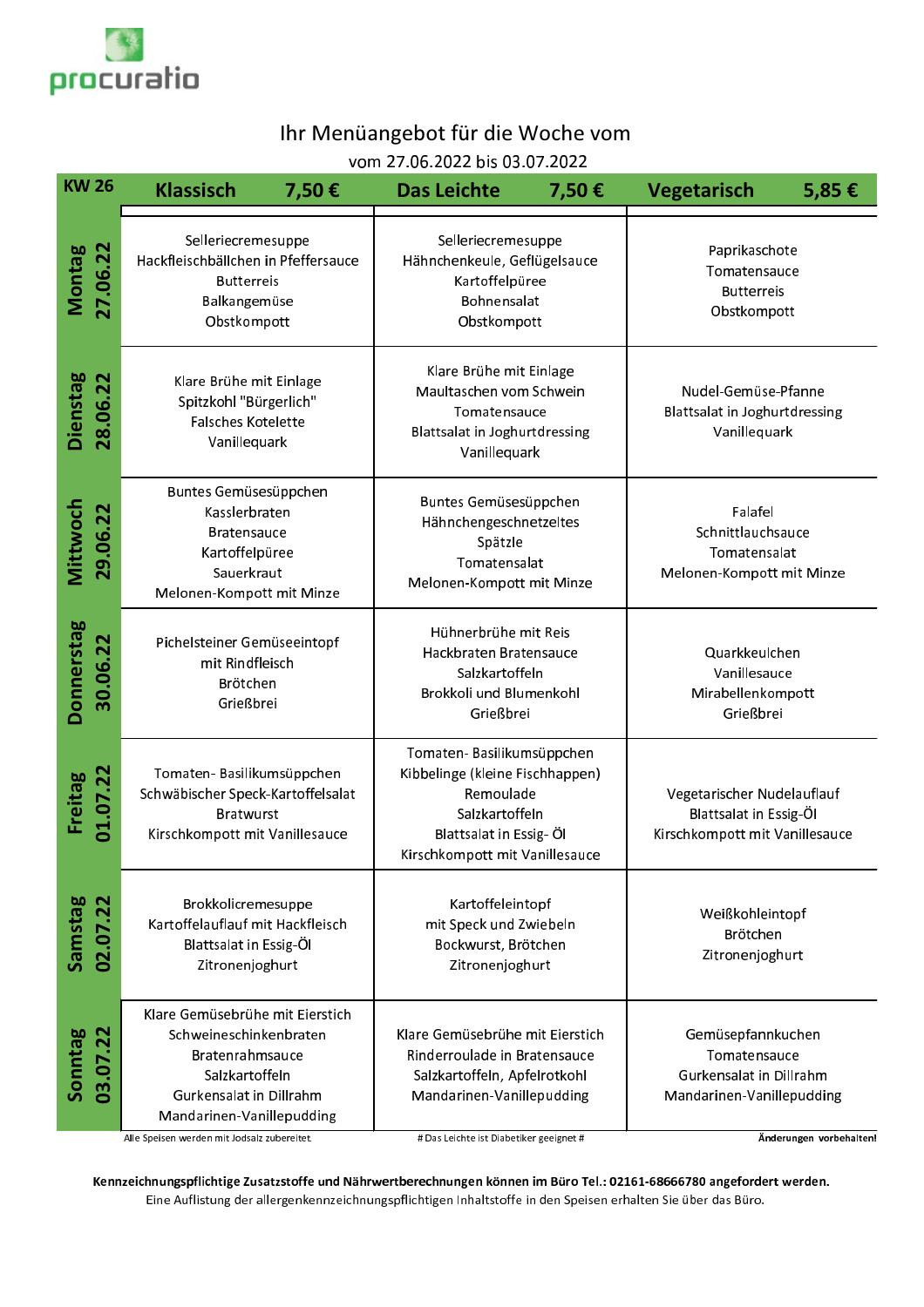procuratio

# Ihr Menüangebot für die Woche vom

vom 27.06.2022 bis 03.07.2022

| KW 26 | Klassisch 7,50 € | Das Leichte 7,50 € | Vegetarisch 5,85 € |
|---|---|---|---|
| **Montag 27.06.22** | Selleriecremesuppe<br>Hackfleischbällchen in Pfeffersauce<br>Butterreis<br>Balkangemüse<br>Obstkompott | Selleriecremesuppe<br>Hähnchenkeule, Geflügelsauce<br>Kartoffelpüree<br>Bohnensalat<br>Obstkompott | Paprikaschote<br>Tomatensauce<br>Butterreis<br>Obstkompott |
| **Dienstag 28.06.22** | Klare Brühe mit Einlage<br>Spitzkohl "Bürgerlich"<br>Falsches Kotelette<br>Vanillequark | Klare Brühe mit Einlage<br>Maultaschen vom Schwein<br>Tomatensauce<br>Blattsalat in Joghurtdressing<br>Vanillequark | Nudel-Gemüse-Pfanne<br>Blattsalat in Joghurtdressing<br>Vanillequark |
| **Mittwoch 29.06.22** | Buntes Gemüsesüppchen<br>Kasslerbraten<br>Bratensauce<br>Kartoffelpüree<br>Sauerkraut<br>Melonen-Kompott mit Minze | Buntes Gemüsesüppchen<br>Hähnchengeschnetzeltes<br>Spätzle<br>Tomatensalat<br>Melonen-Kompott mit Minze | Falafel<br>Schnittlauchsauce<br>Tomatensalat<br>Melonen-Kompott mit Minze |
| **Donnerstag 30.06.22** | Pichelsteiner Gemüseeintopf<br>mit Rindfleisch<br>Brötchen<br>Grießbrei | Hühnerbrühe mit Reis<br>Hackbraten Bratensauce<br>Salzkartoffeln<br>Brokkoli und Blumenkohl<br>Grießbrei | Quarkkeulchen<br>Vanillesauce<br>Mirabellenkompott<br>Grießbrei |
| **Freitag 01.07.22** | Tomaten- Basilikumsüppchen<br>Schwäbischer Speck-Kartoffelsalat<br>Bratwurst<br>Kirschkompott mit Vanillesauce | Tomaten- Basilikumsüppchen<br>Kibbelinge (kleine Fischhappen)<br>Remoulade<br>Salzkartoffeln<br>Blattsalat in Essig- Öl<br>Kirschkompott mit Vanillesauce | Vegetarischer Nudelauflauf<br>Blattsalat in Essig-Öl<br>Kirschkompott mit Vanillesauce |
| **Samstag 02.07.22** | Brokkolicremesuppe<br>Kartoffelauflauf mit Hackfleisch<br>Blattsalat in Essig-Öl<br>Zitronenjoghurt | Kartoffeleintopf<br>mit Speck und Zwiebeln<br>Bockwurst, Brötchen<br>Zitronenjoghurt | Weißkohleintopf<br>Brötchen<br>Zitronenjoghurt |
| **Sonntag 03.07.22** | Klare Gemüsebrühe mit Eierstich<br>Schweineschinkenbraten<br>Bratenrahmsauce<br>Salzkartoffeln<br>Gurkensalat in Dillrahm<br>Mandarinen-Vanillepudding | Klare Gemüsebrühe mit Eierstich<br>Rinderroulade in Bratensauce<br>Salzkartoffeln, Apfelrotkohl<br>Mandarinen-Vanillepudding | Gemüsepfannkuchen<br>Tomatensauce<br>Gurkensalat in Dillrahm<br>Mandarinen-Vanillepudding |

Alle Speisen werden mit Jodsalz zubereitet. # Das Leichte ist Diabetiker geeignet # **Änderungen vorbehalten!**

**Kennzeichnungspflichtige Zusatzstoffe und Nährwertberechnungen können im Büro Tel.: 02161-68666780 angefordert werden.**

Eine Auflistung der allergenkennzeichnungspflichtigen Inhaltstoffe in den Speisen erhalten Sie über das Büro.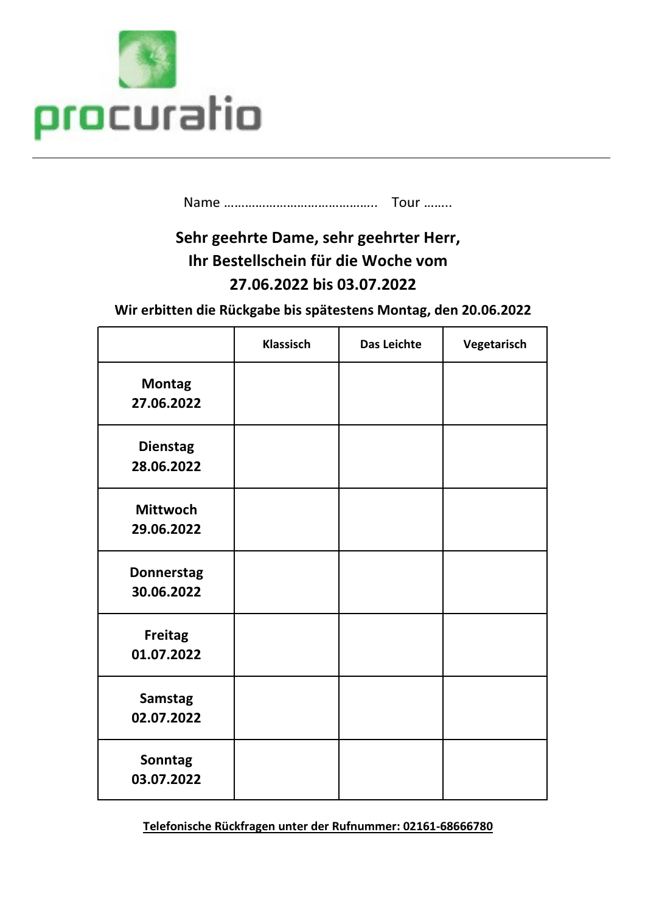procuratio

Name …………………………………….. Tour ……..

**Sehr geehrte Dame, sehr geehrter Herr,**
**Ihr Bestellschein für die Woche vom**
**27.06.2022 bis 03.07.2022**

**Wir erbitten die Rückgabe bis spätestens Montag, den 20.06.2022**

| | Klassisch | Das Leichte | Vegetarisch |
|---|---|---|---|
| **Montag 27.06.2022** | | | |
| **Dienstag 28.06.2022** | | | |
| **Mittwoch 29.06.2022** | | | |
| **Donnerstag 30.06.2022** | | | |
| **Freitag 01.07.2022** | | | |
| **Samstag 02.07.2022** | | | |
| **Sonntag 03.07.2022** | | | |

**Telefonische Rückfragen unter der Rufnummer: 02161-68666780**